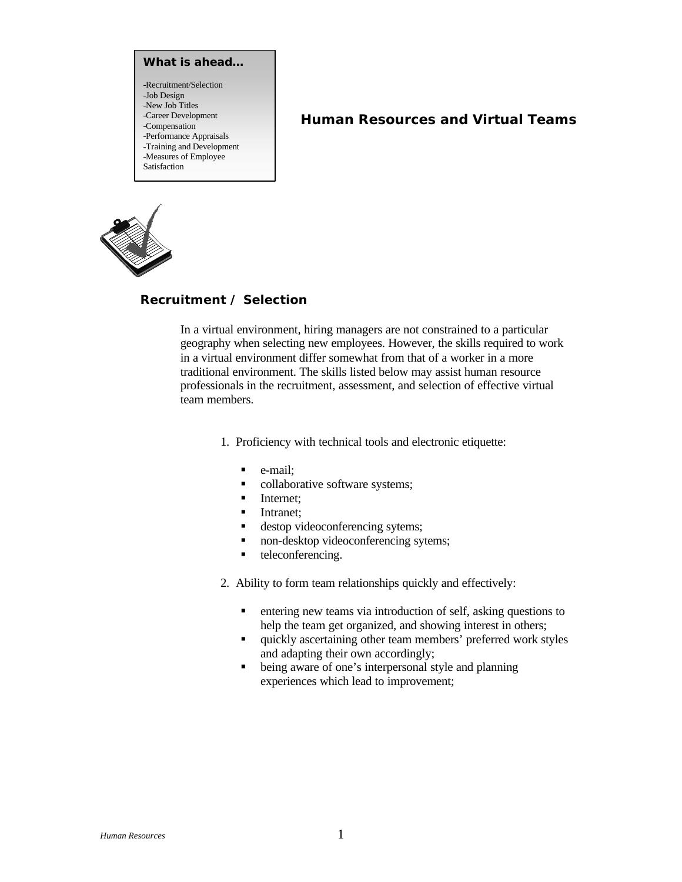**What is ahead…**

-Recruitment/Selection
-Job Design
-New Job Titles
-Career Development
-Compensation
-Performance Appraisals
-Training and Development
-Measures of Employee Satisfaction

# Human Resources and Virtual Teams

## Recruitment / Selection

In a virtual environment, hiring managers are not constrained to a particular geography when selecting new employees. However, the skills required to work in a virtual environment differ somewhat from that of a worker in a more traditional environment. The skills listed below may assist human resource professionals in the recruitment, assessment, and selection of effective virtual team members.

1. Proficiency with technical tools and electronic etiquette:

   - e-mail;
   - collaborative software systems;
   - Internet;
   - Intranet;
   - destop videoconferencing sytems;
   - non-desktop videoconferencing sytems;
   - teleconferencing.

2. Ability to form team relationships quickly and effectively:

   - entering new teams via introduction of self, asking questions to help the team get organized, and showing interest in others;
   - quickly ascertaining other team members' preferred work styles and adapting their own accordingly;
   - being aware of one's interpersonal style and planning experiences which lead to improvement;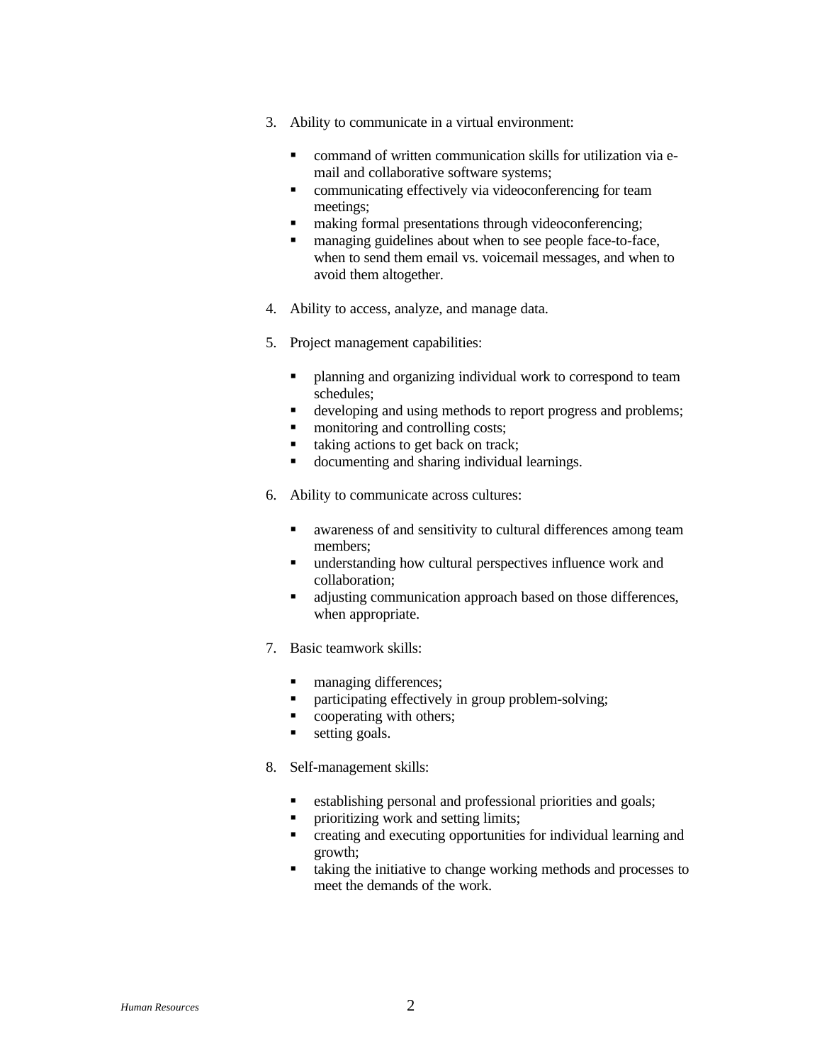3. Ability to communicate in a virtual environment:

    - command of written communication skills for utilization via e-mail and collaborative software systems;
    - communicating effectively via videoconferencing for team meetings;
    - making formal presentations through videoconferencing;
    - managing guidelines about when to see people face-to-face, when to send them email vs. voicemail messages, and when to avoid them altogether.

4. Ability to access, analyze, and manage data.

5. Project management capabilities:

    - planning and organizing individual work to correspond to team schedules;
    - developing and using methods to report progress and problems;
    - monitoring and controlling costs;
    - taking actions to get back on track;
    - documenting and sharing individual learnings.

6. Ability to communicate across cultures:

    - awareness of and sensitivity to cultural differences among team members;
    - understanding how cultural perspectives influence work and collaboration;
    - adjusting communication approach based on those differences, when appropriate.

7. Basic teamwork skills:

    - managing differences;
    - participating effectively in group problem-solving;
    - cooperating with others;
    - setting goals.

8. Self-management skills:

    - establishing personal and professional priorities and goals;
    - prioritizing work and setting limits;
    - creating and executing opportunities for individual learning and growth;
    - taking the initiative to change working methods and processes to meet the demands of the work.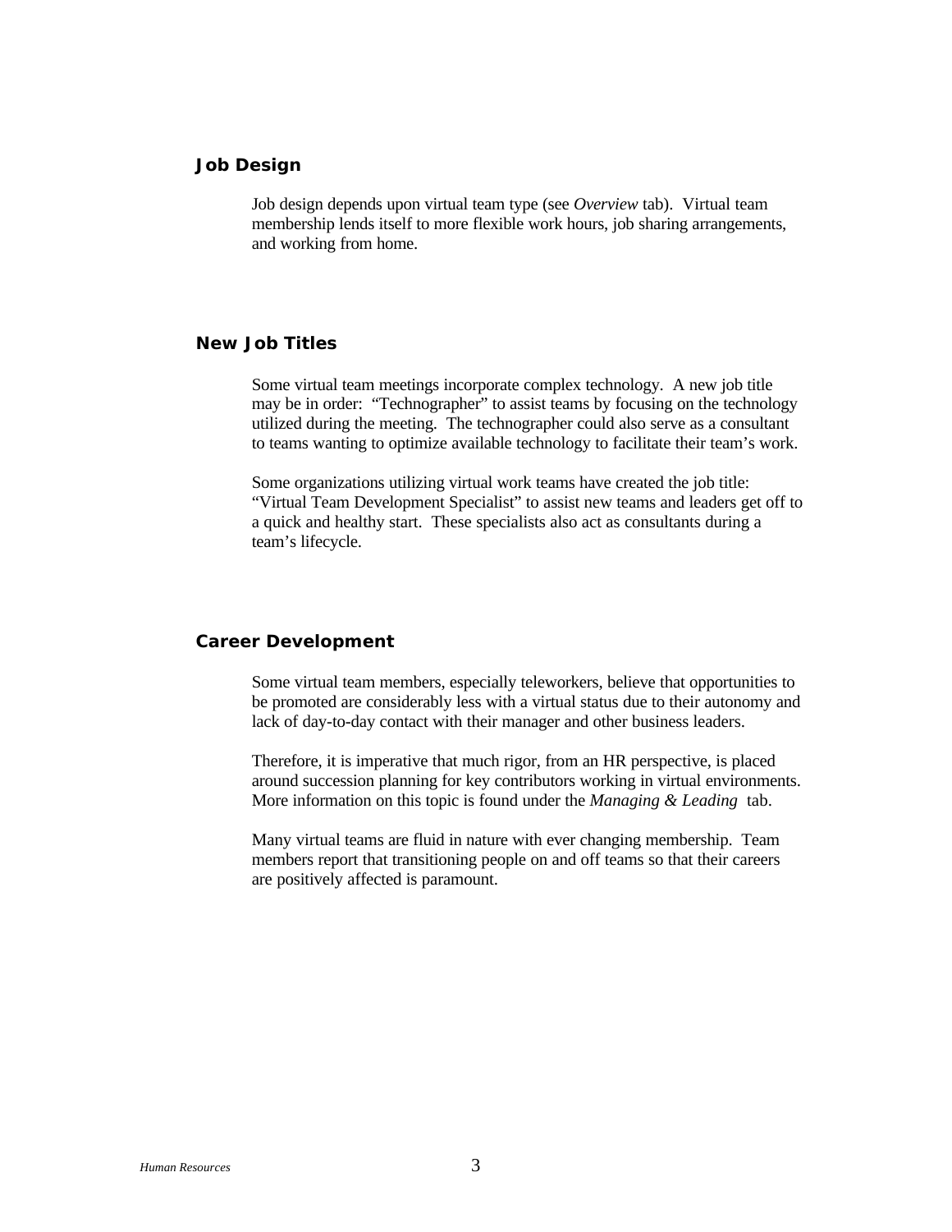## Job Design

Job design depends upon virtual team type (see *Overview* tab). Virtual team membership lends itself to more flexible work hours, job sharing arrangements, and working from home.

## New Job Titles

Some virtual team meetings incorporate complex technology. A new job title may be in order: "Technographer" to assist teams by focusing on the technology utilized during the meeting. The technographer could also serve as a consultant to teams wanting to optimize available technology to facilitate their team's work.

Some organizations utilizing virtual work teams have created the job title: "Virtual Team Development Specialist" to assist new teams and leaders get off to a quick and healthy start. These specialists also act as consultants during a team's lifecycle.

## Career Development

Some virtual team members, especially teleworkers, believe that opportunities to be promoted are considerably less with a virtual status due to their autonomy and lack of day-to-day contact with their manager and other business leaders.

Therefore, it is imperative that much rigor, from an HR perspective, is placed around succession planning for key contributors working in virtual environments. More information on this topic is found under the *Managing & Leading* tab.

Many virtual teams are fluid in nature with ever changing membership. Team members report that transitioning people on and off teams so that their careers are positively affected is paramount.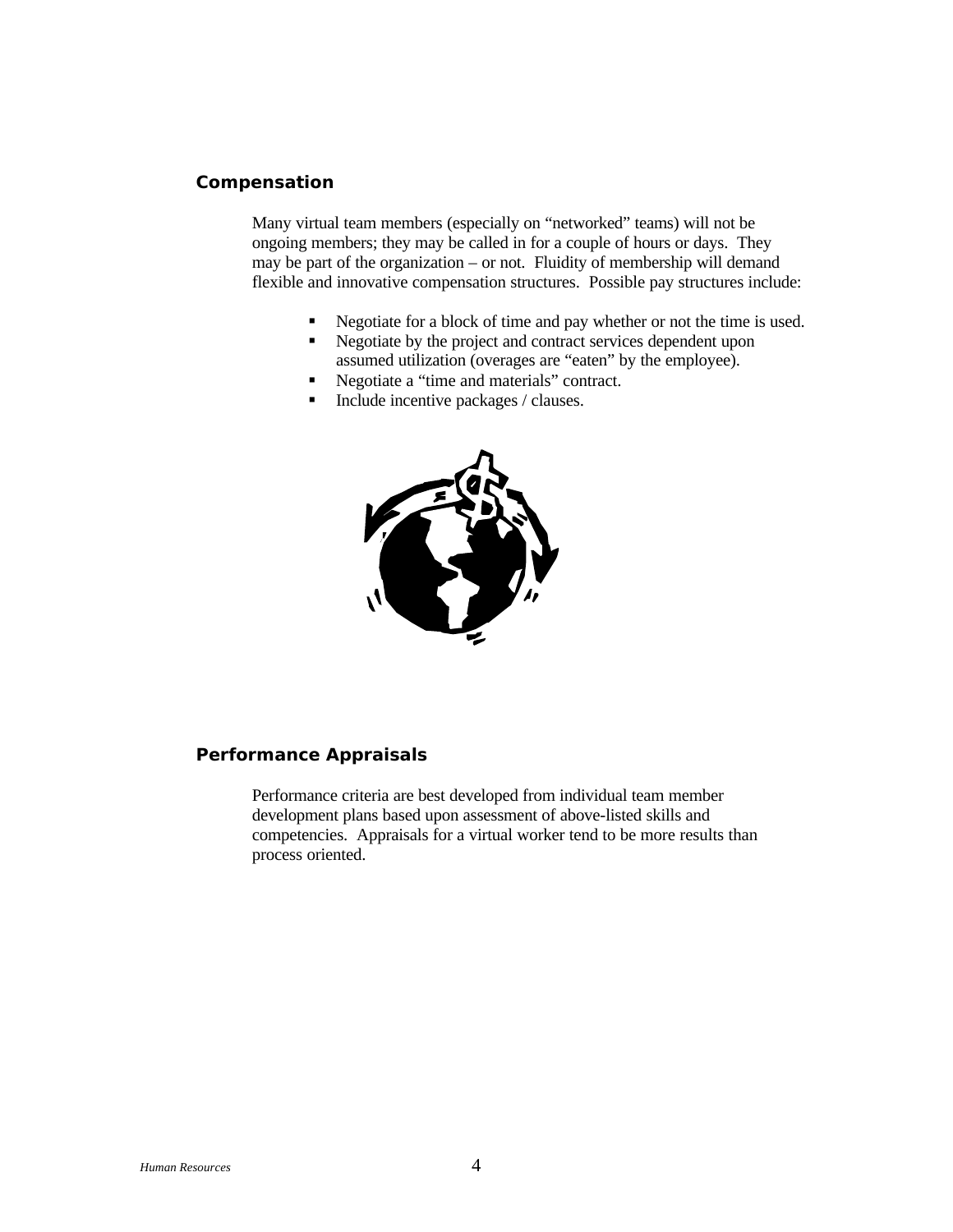## Compensation

Many virtual team members (especially on “networked” teams) will not be ongoing members; they may be called in for a couple of hours or days. They may be part of the organization – or not. Fluidity of membership will demand flexible and innovative compensation structures. Possible pay structures include:

- Negotiate for a block of time and pay whether or not the time is used.
- Negotiate by the project and contract services dependent upon assumed utilization (overages are “eaten” by the employee).
- Negotiate a “time and materials” contract.
- Include incentive packages / clauses.

## Performance Appraisals

Performance criteria are best developed from individual team member development plans based upon assessment of above-listed skills and competencies. Appraisals for a virtual worker tend to be more results than process oriented.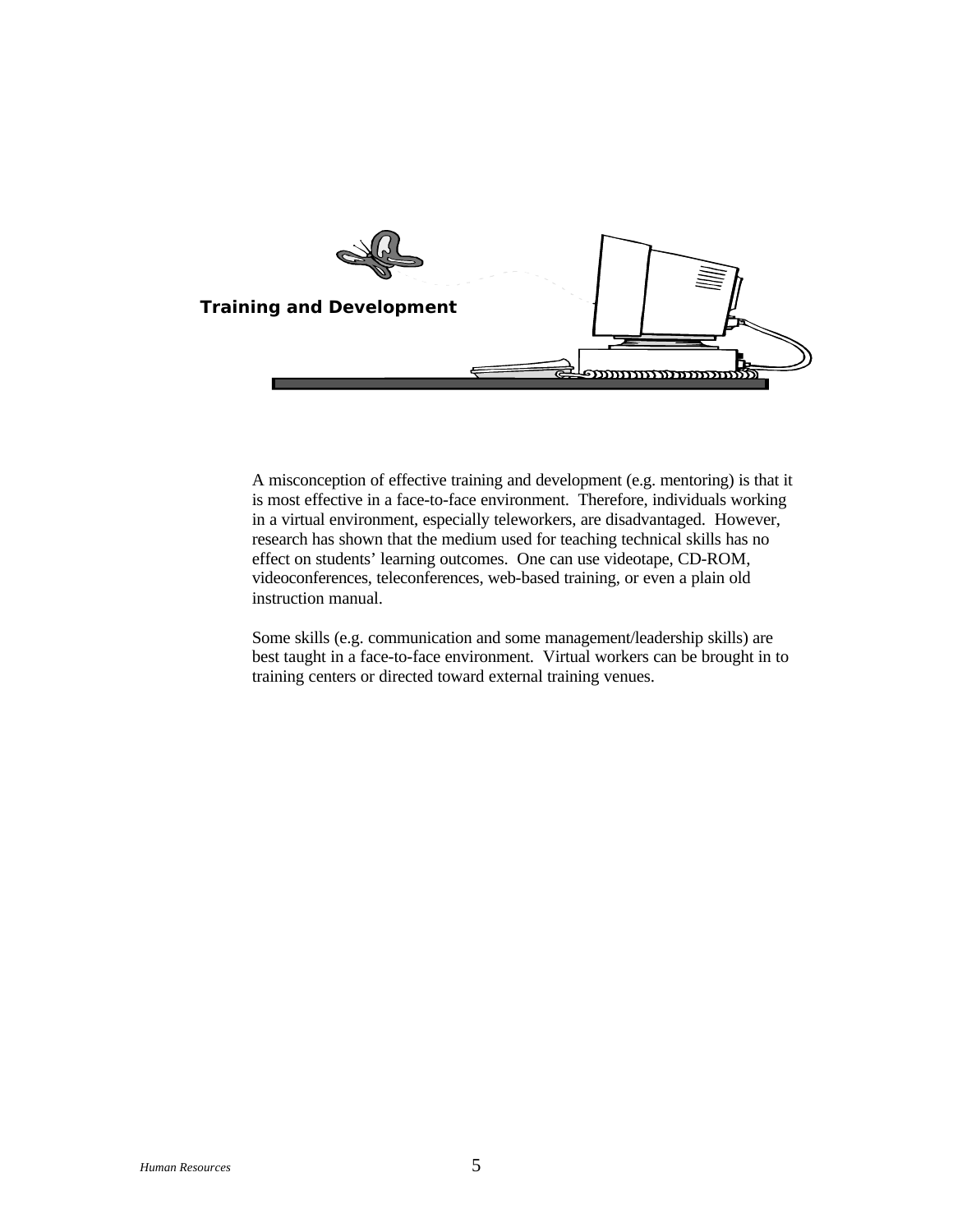## Training and Development

A misconception of effective training and development (e.g. mentoring) is that it is most effective in a face-to-face environment. Therefore, individuals working in a virtual environment, especially teleworkers, are disadvantaged. However, research has shown that the medium used for teaching technical skills has no effect on students' learning outcomes. One can use videotape, CD-ROM, videoconferences, teleconferences, web-based training, or even a plain old instruction manual.

Some skills (e.g. communication and some management/leadership skills) are best taught in a face-to-face environment. Virtual workers can be brought in to training centers or directed toward external training venues.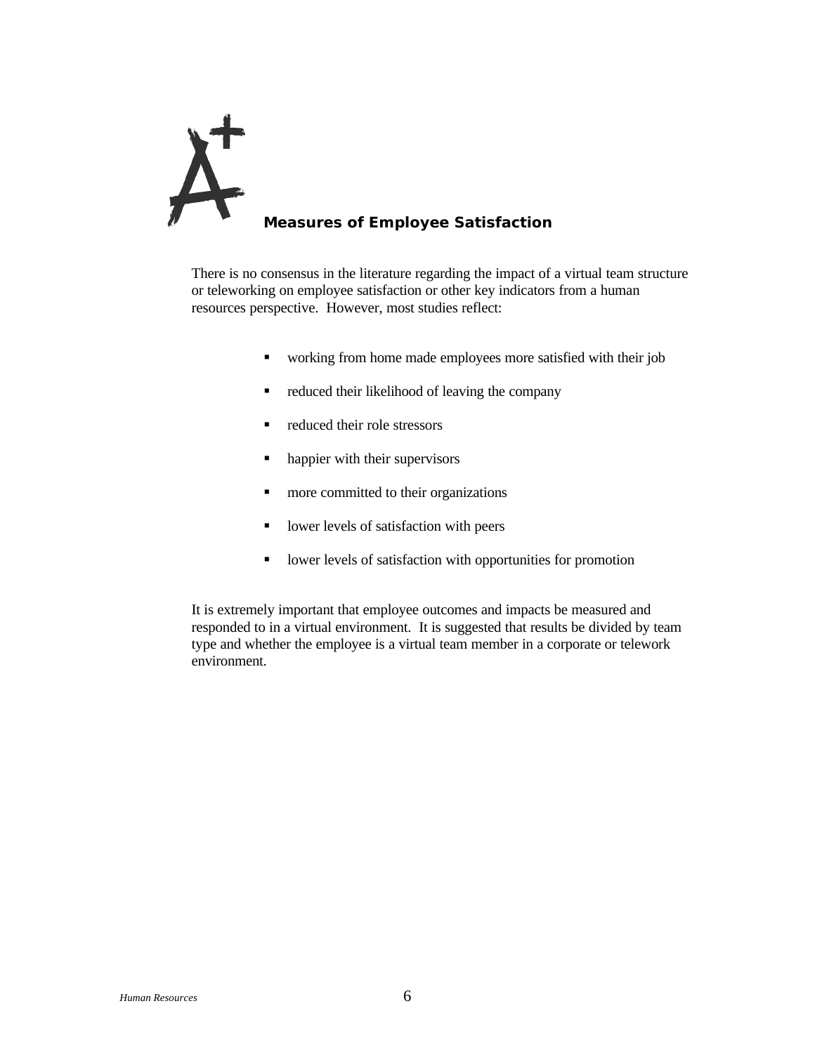## Measures of Employee Satisfaction

There is no consensus in the literature regarding the impact of a virtual team structure or teleworking on employee satisfaction or other key indicators from a human resources perspective. However, most studies reflect:

- working from home made employees more satisfied with their job
- reduced their likelihood of leaving the company
- reduced their role stressors
- happier with their supervisors
- more committed to their organizations
- lower levels of satisfaction with peers
- lower levels of satisfaction with opportunities for promotion

It is extremely important that employee outcomes and impacts be measured and responded to in a virtual environment. It is suggested that results be divided by team type and whether the employee is a virtual team member in a corporate or telework environment.